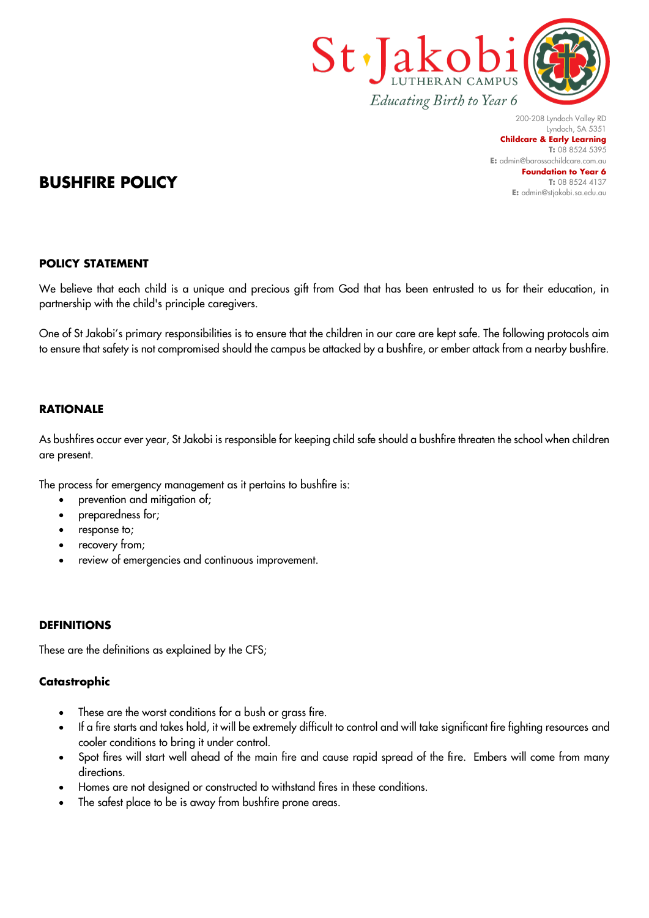St Jakobi LUTHERAN CAMPUS
*Educating Birth to Year 6*

200-208 Lyndoch Valley RD
Lyndoch, SA 5351
**Childcare & Early Learning**
**T:** 08 8524 5395
**E:** admin@barossachildcare.com.au
**Foundation to Year 6**
**T:** 08 8524 4137
**E:** admin@stjakobi.sa.edu.au

# BUSHFIRE POLICY

## POLICY STATEMENT

We believe that each child is a unique and precious gift from God that has been entrusted to us for their education, in partnership with the child's principle caregivers.

One of St Jakobi's primary responsibilities is to ensure that the children in our care are kept safe. The following protocols aim to ensure that safety is not compromised should the campus be attacked by a bushfire, or ember attack from a nearby bushfire.

## RATIONALE

As bushfires occur ever year, St Jakobi is responsible for keeping child safe should a bushfire threaten the school when children are present.

The process for emergency management as it pertains to bushfire is:

- prevention and mitigation of;
- preparedness for;
- response to;
- recovery from;
- review of emergencies and continuous improvement.

## DEFINITIONS

These are the definitions as explained by the CFS;

### Catastrophic

- These are the worst conditions for a bush or grass fire.
- If a fire starts and takes hold, it will be extremely difficult to control and will take significant fire fighting resources and cooler conditions to bring it under control.
- Spot fires will start well ahead of the main fire and cause rapid spread of the fire. Embers will come from many directions.
- Homes are not designed or constructed to withstand fires in these conditions.
- The safest place to be is away from bushfire prone areas.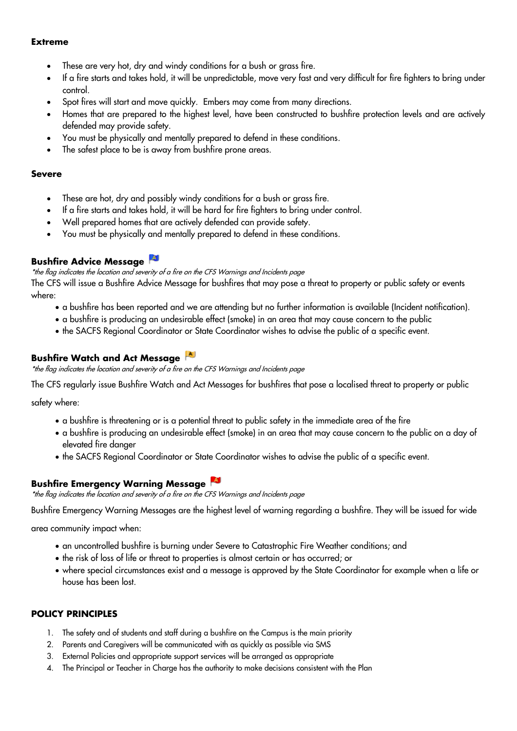**Extreme**

- These are very hot, dry and windy conditions for a bush or grass fire.
- If a fire starts and takes hold, it will be unpredictable, move very fast and very difficult for fire fighters to bring under control.
- Spot fires will start and move quickly. Embers may come from many directions.
- Homes that are prepared to the highest level, have been constructed to bushfire protection levels and are actively defended may provide safety.
- You must be physically and mentally prepared to defend in these conditions.
- The safest place to be is away from bushfire prone areas.

**Severe**

- These are hot, dry and possibly windy conditions for a bush or grass fire.
- If a fire starts and takes hold, it will be hard for fire fighters to bring under control.
- Well prepared homes that are actively defended can provide safety.
- You must be physically and mentally prepared to defend in these conditions.

### Bushfire Advice Message

*\*the flag indicates the location and severity of a fire on the CFS Warnings and Incidents page*

The CFS will issue a Bushfire Advice Message for bushfires that may pose a threat to property or public safety or events where:

- a bushfire has been reported and we are attending but no further information is available (Incident notification).
- a bushfire is producing an undesirable effect (smoke) in an area that may cause concern to the public
- the SACFS Regional Coordinator or State Coordinator wishes to advise the public of a specific event.

### Bushfire Watch and Act Message

*\*the flag indicates the location and severity of a fire on the CFS Warnings and Incidents page*

The CFS regularly issue Bushfire Watch and Act Messages for bushfires that pose a localised threat to property or public safety where:

- a bushfire is threatening or is a potential threat to public safety in the immediate area of the fire
- a bushfire is producing an undesirable effect (smoke) in an area that may cause concern to the public on a day of elevated fire danger
- the SACFS Regional Coordinator or State Coordinator wishes to advise the public of a specific event.

### Bushfire Emergency Warning Message

*\*the flag indicates the location and severity of a fire on the CFS Warnings and Incidents page*

Bushfire Emergency Warning Messages are the highest level of warning regarding a bushfire. They will be issued for wide area community impact when:

- an uncontrolled bushfire is burning under Severe to Catastrophic Fire Weather conditions; and
- the risk of loss of life or threat to properties is almost certain or has occurred; or
- where special circumstances exist and a message is approved by the State Coordinator for example when a life or house has been lost.

### POLICY PRINCIPLES

1. The safety and of students and staff during a bushfire on the Campus is the main priority
2. Parents and Caregivers will be communicated with as quickly as possible via SMS
3. External Policies and appropriate support services will be arranged as appropriate
4. The Principal or Teacher in Charge has the authority to make decisions consistent with the Plan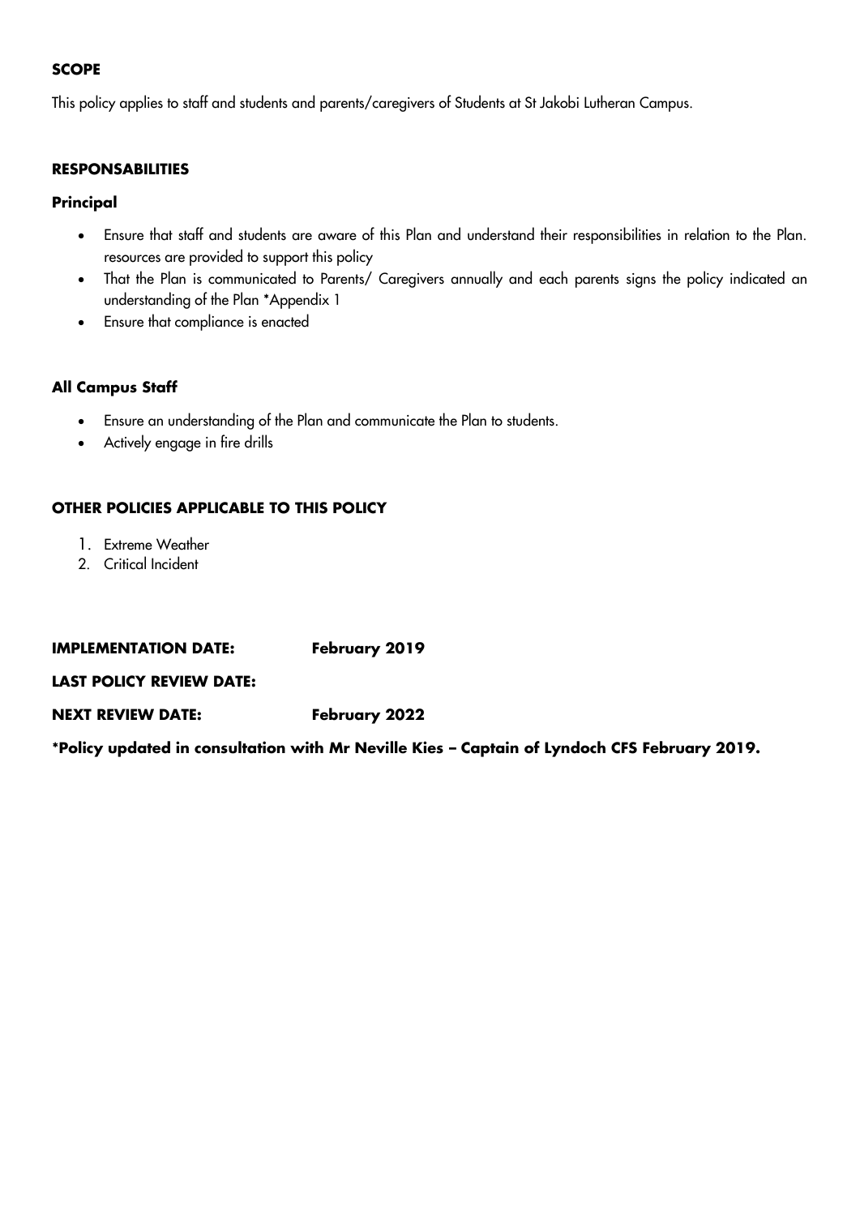**SCOPE**

This policy applies to staff and students and parents/caregivers of Students at St Jakobi Lutheran Campus.

**RESPONSABILITIES**

**Principal**

- Ensure that staff and students are aware of this Plan and understand their responsibilities in relation to the Plan. resources are provided to support this policy
- That the Plan is communicated to Parents/ Caregivers annually and each parents signs the policy indicated an understanding of the Plan *Appendix 1
- Ensure that compliance is enacted

**All Campus Staff**

- Ensure an understanding of the Plan and communicate the Plan to students.
- Actively engage in fire drills

**OTHER POLICIES APPLICABLE TO THIS POLICY**

1. Extreme Weather
2. Critical Incident

**IMPLEMENTATION DATE:** **February 2019**

**LAST POLICY REVIEW DATE:**

**NEXT REVIEW DATE:** **February 2022**

***Policy updated in consultation with Mr Neville Kies – Captain of Lyndoch CFS February 2019.**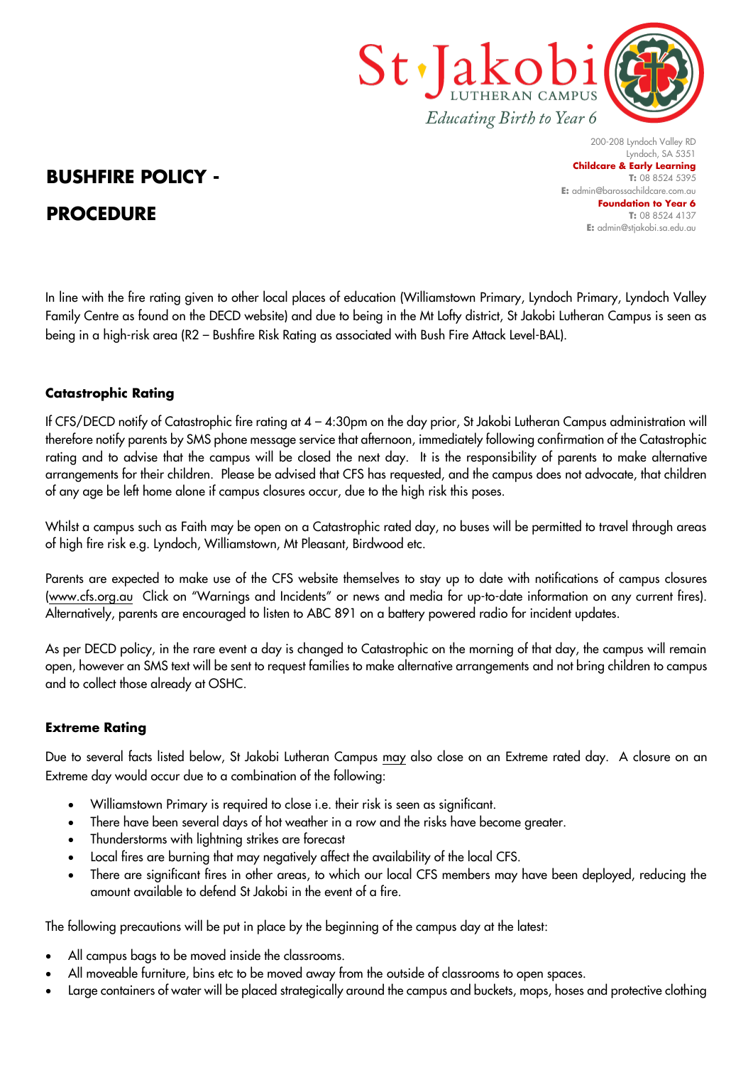St Jakobi LUTHERAN CAMPUS
*Educating Birth to Year 6*

200-208 Lyndoch Valley RD
Lyndoch, SA 5351
**Childcare & Early Learning**
**T:** 08 8524 5395
**E:** admin@barossachildcare.com.au
**Foundation to Year 6**
**T:** 08 8524 4137
**E:** admin@stjakobi.sa.edu.au

# BUSHFIRE POLICY - PROCEDURE

In line with the fire rating given to other local places of education (Williamstown Primary, Lyndoch Primary, Lyndoch Valley Family Centre as found on the DECD website) and due to being in the Mt Lofty district, St Jakobi Lutheran Campus is seen as being in a high-risk area (R2 – Bushfire Risk Rating as associated with Bush Fire Attack Level-BAL).

### Catastrophic Rating

If CFS/DECD notify of Catastrophic fire rating at 4 – 4:30pm on the day prior, St Jakobi Lutheran Campus administration will therefore notify parents by SMS phone message service that afternoon, immediately following confirmation of the Catastrophic rating and to advise that the campus will be closed the next day. It is the responsibility of parents to make alternative arrangements for their children. Please be advised that CFS has requested, and the campus does not advocate, that children of any age be left home alone if campus closures occur, due to the high risk this poses.

Whilst a campus such as Faith may be open on a Catastrophic rated day, no buses will be permitted to travel through areas of high fire risk e.g. Lyndoch, Williamstown, Mt Pleasant, Birdwood etc.

Parents are expected to make use of the CFS website themselves to stay up to date with notifications of campus closures (www.cfs.org.au Click on "Warnings and Incidents" or news and media for up-to-date information on any current fires). Alternatively, parents are encouraged to listen to ABC 891 on a battery powered radio for incident updates.

As per DECD policy, in the rare event a day is changed to Catastrophic on the morning of that day, the campus will remain open, however an SMS text will be sent to request families to make alternative arrangements and not bring children to campus and to collect those already at OSHC.

### Extreme Rating

Due to several facts listed below, St Jakobi Lutheran Campus may also close on an Extreme rated day. A closure on an Extreme day would occur due to a combination of the following:

- Williamstown Primary is required to close i.e. their risk is seen as significant.
- There have been several days of hot weather in a row and the risks have become greater.
- Thunderstorms with lightning strikes are forecast
- Local fires are burning that may negatively affect the availability of the local CFS.
- There are significant fires in other areas, to which our local CFS members may have been deployed, reducing the amount available to defend St Jakobi in the event of a fire.

The following precautions will be put in place by the beginning of the campus day at the latest:

- All campus bags to be moved inside the classrooms.
- All moveable furniture, bins etc to be moved away from the outside of classrooms to open spaces.
- Large containers of water will be placed strategically around the campus and buckets, mops, hoses and protective clothing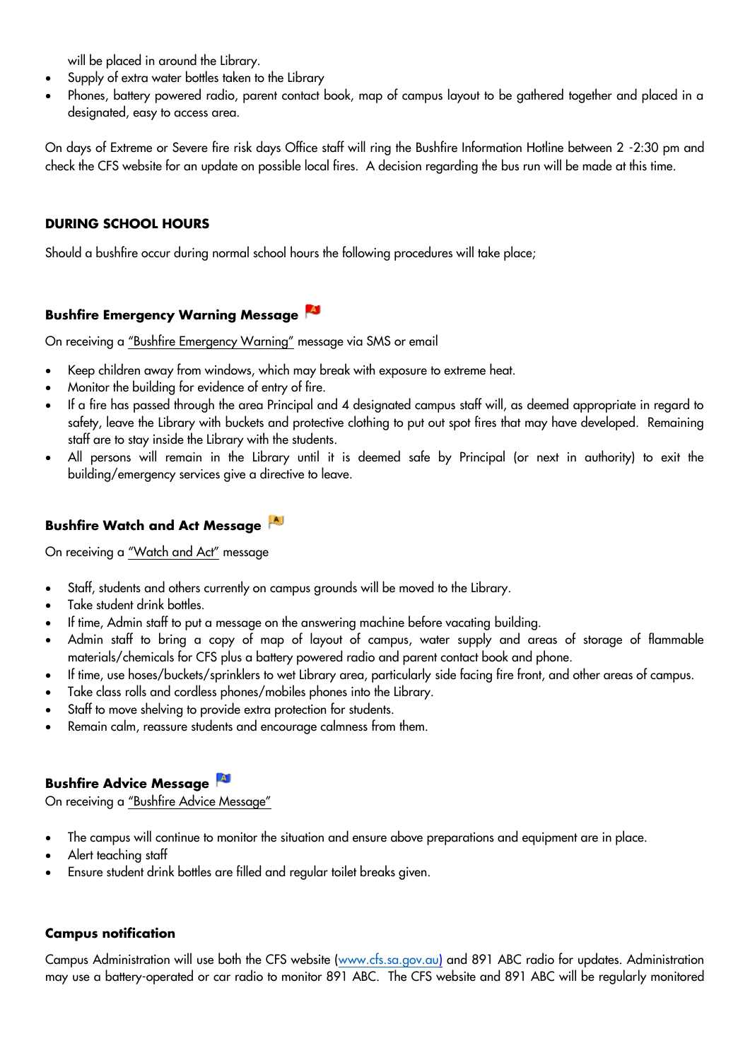will be placed in around the Library.

- Supply of extra water bottles taken to the Library
- Phones, battery powered radio, parent contact book, map of campus layout to be gathered together and placed in a designated, easy to access area.

On days of Extreme or Severe fire risk days Office staff will ring the Bushfire Information Hotline between 2 -2:30 pm and check the CFS website for an update on possible local fires. A decision regarding the bus run will be made at this time.

**DURING SCHOOL HOURS**

Should a bushfire occur during normal school hours the following procedures will take place;

**Bushfire Emergency Warning Message**

On receiving a "Bushfire Emergency Warning" message via SMS or email

- Keep children away from windows, which may break with exposure to extreme heat.
- Monitor the building for evidence of entry of fire.
- If a fire has passed through the area Principal and 4 designated campus staff will, as deemed appropriate in regard to safety, leave the Library with buckets and protective clothing to put out spot fires that may have developed. Remaining staff are to stay inside the Library with the students.
- All persons will remain in the Library until it is deemed safe by Principal (or next in authority) to exit the building/emergency services give a directive to leave.

**Bushfire Watch and Act Message**

On receiving a "Watch and Act" message

- Staff, students and others currently on campus grounds will be moved to the Library.
- Take student drink bottles.
- If time, Admin staff to put a message on the answering machine before vacating building.
- Admin staff to bring a copy of map of layout of campus, water supply and areas of storage of flammable materials/chemicals for CFS plus a battery powered radio and parent contact book and phone.
- If time, use hoses/buckets/sprinklers to wet Library area, particularly side facing fire front, and other areas of campus.
- Take class rolls and cordless phones/mobiles phones into the Library.
- Staff to move shelving to provide extra protection for students.
- Remain calm, reassure students and encourage calmness from them.

**Bushfire Advice Message**

On receiving a "Bushfire Advice Message"

- The campus will continue to monitor the situation and ensure above preparations and equipment are in place.
- Alert teaching staff
- Ensure student drink bottles are filled and regular toilet breaks given.

**Campus notification**

Campus Administration will use both the CFS website (www.cfs.sa.gov.au) and 891 ABC radio for updates. Administration may use a battery-operated or car radio to monitor 891 ABC. The CFS website and 891 ABC will be regularly monitored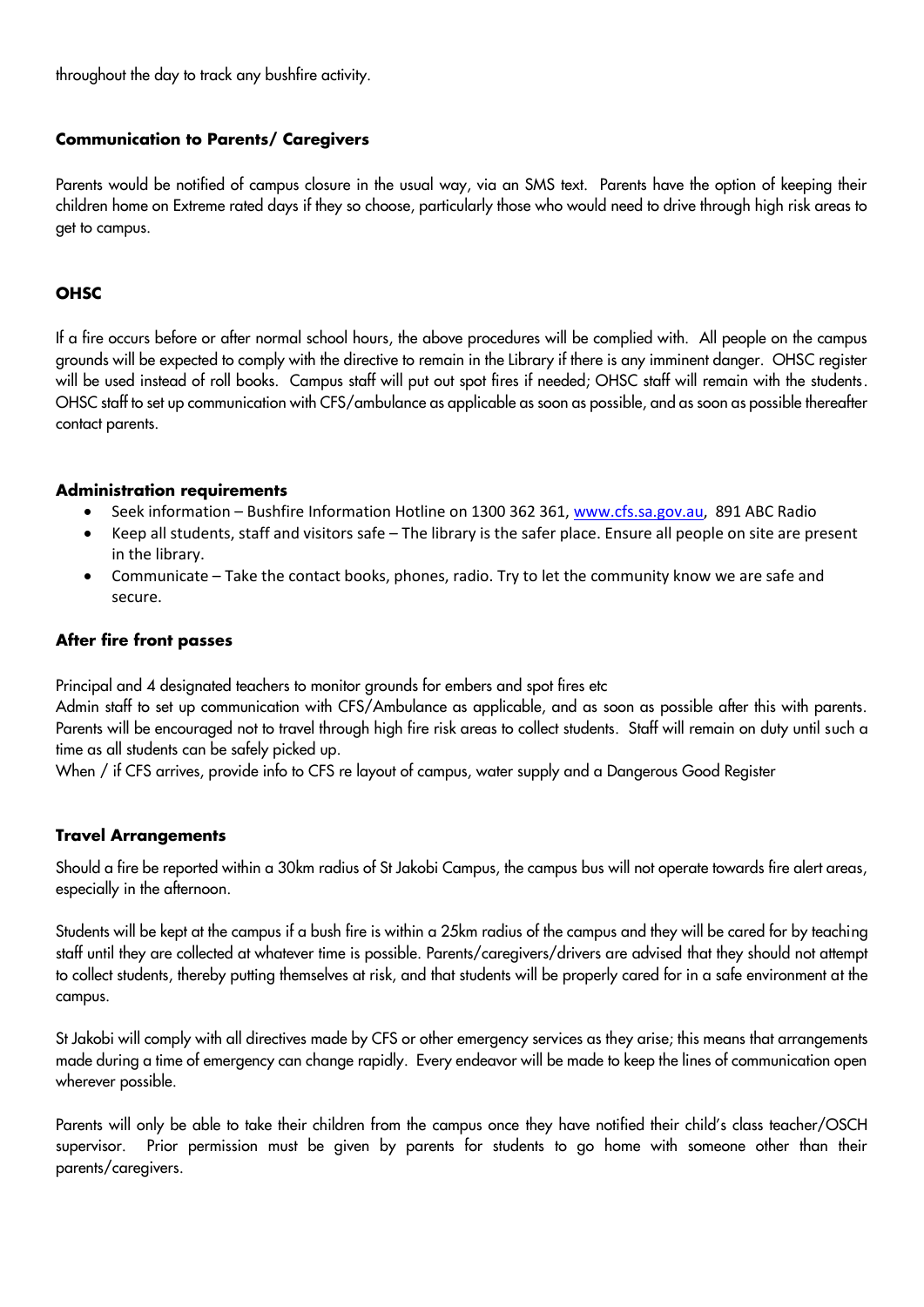throughout the day to track any bushfire activity.

**Communication to Parents/ Caregivers**

Parents would be notified of campus closure in the usual way, via an SMS text. Parents have the option of keeping their children home on Extreme rated days if they so choose, particularly those who would need to drive through high risk areas to get to campus.

**OHSC**

If a fire occurs before or after normal school hours, the above procedures will be complied with. All people on the campus grounds will be expected to comply with the directive to remain in the Library if there is any imminent danger. OHSC register will be used instead of roll books. Campus staff will put out spot fires if needed; OHSC staff will remain with the students. OHSC staff to set up communication with CFS/ambulance as applicable as soon as possible, and as soon as possible thereafter contact parents.

**Administration requirements**

- Seek information – Bushfire Information Hotline on 1300 362 361, www.cfs.sa.gov.au, 891 ABC Radio
- Keep all students, staff and visitors safe – The library is the safer place. Ensure all people on site are present in the library.
- Communicate – Take the contact books, phones, radio. Try to let the community know we are safe and secure.

**After fire front passes**

Principal and 4 designated teachers to monitor grounds for embers and spot fires etc

Admin staff to set up communication with CFS/Ambulance as applicable, and as soon as possible after this with parents. Parents will be encouraged not to travel through high fire risk areas to collect students. Staff will remain on duty until such a time as all students can be safely picked up.

When / if CFS arrives, provide info to CFS re layout of campus, water supply and a Dangerous Good Register

**Travel Arrangements**

Should a fire be reported within a 30km radius of St Jakobi Campus, the campus bus will not operate towards fire alert areas, especially in the afternoon.

Students will be kept at the campus if a bush fire is within a 25km radius of the campus and they will be cared for by teaching staff until they are collected at whatever time is possible. Parents/caregivers/drivers are advised that they should not attempt to collect students, thereby putting themselves at risk, and that students will be properly cared for in a safe environment at the campus.

St Jakobi will comply with all directives made by CFS or other emergency services as they arise; this means that arrangements made during a time of emergency can change rapidly. Every endeavor will be made to keep the lines of communication open wherever possible.

Parents will only be able to take their children from the campus once they have notified their child's class teacher/OSCH supervisor. Prior permission must be given by parents for students to go home with someone other than their parents/caregivers.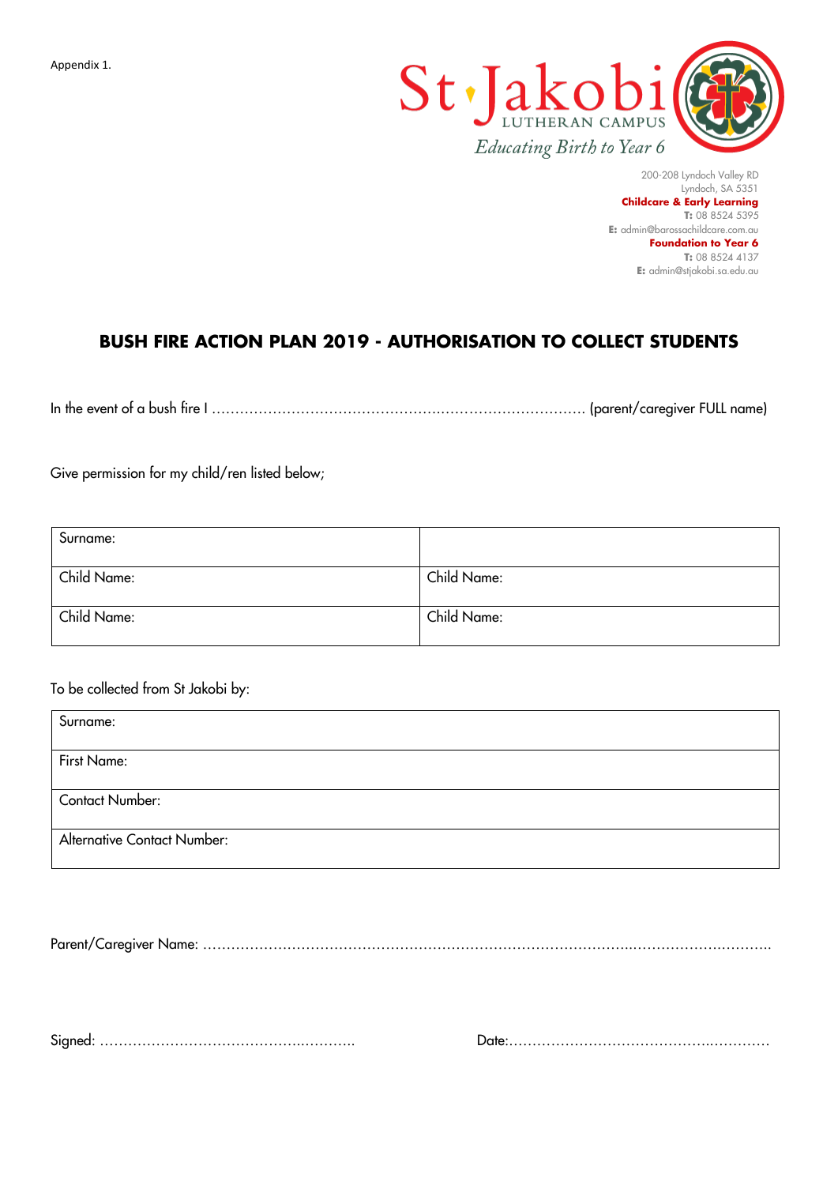Appendix 1.

St Jakobi LUTHERAN CAMPUS

*Educating Birth to Year 6*

200-208 Lyndoch Valley RD
Lyndoch, SA 5351
**Childcare & Early Learning**
**T:** 08 8524 5395
**E:** admin@barossachildcare.com.au
**Foundation to Year 6**
**T:** 08 8524 4137
**E:** admin@stjakobi.sa.edu.au

## BUSH FIRE ACTION PLAN 2019 - AUTHORISATION TO COLLECT STUDENTS

In the event of a bush fire I ……………………………………….…………………………. (parent/caregiver FULL name)

Give permission for my child/ren listed below;

| | |
|---|---|
| Surname: | |
| Child Name: | Child Name: |
| Child Name: | Child Name: |

To be collected from St Jakobi by:

| |
|---|
| Surname: |
| First Name: |
| Contact Number: |
| Alternative Contact Number: |

Parent/Caregiver Name: ………………………………………………………………………………..………………….……….

Signed: ……………………………………….……….          Date:……………………………………..………..